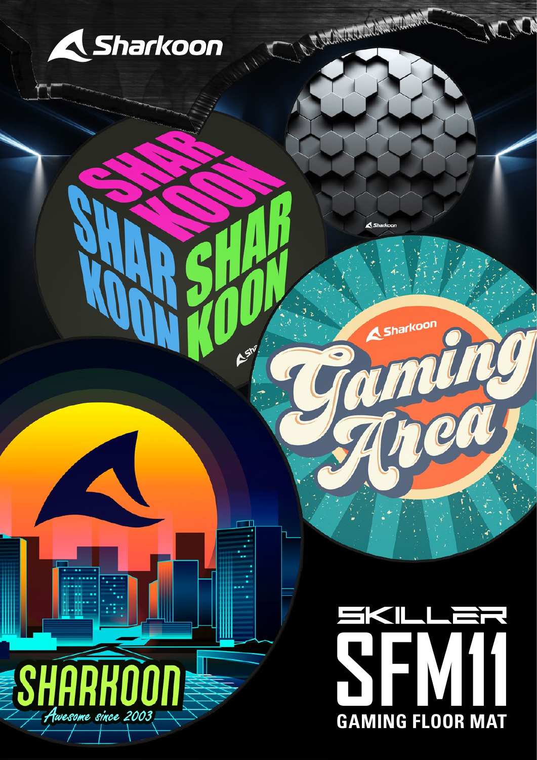Sharkoon

# SKILLER SFM11

## GAMING FLOOR MAT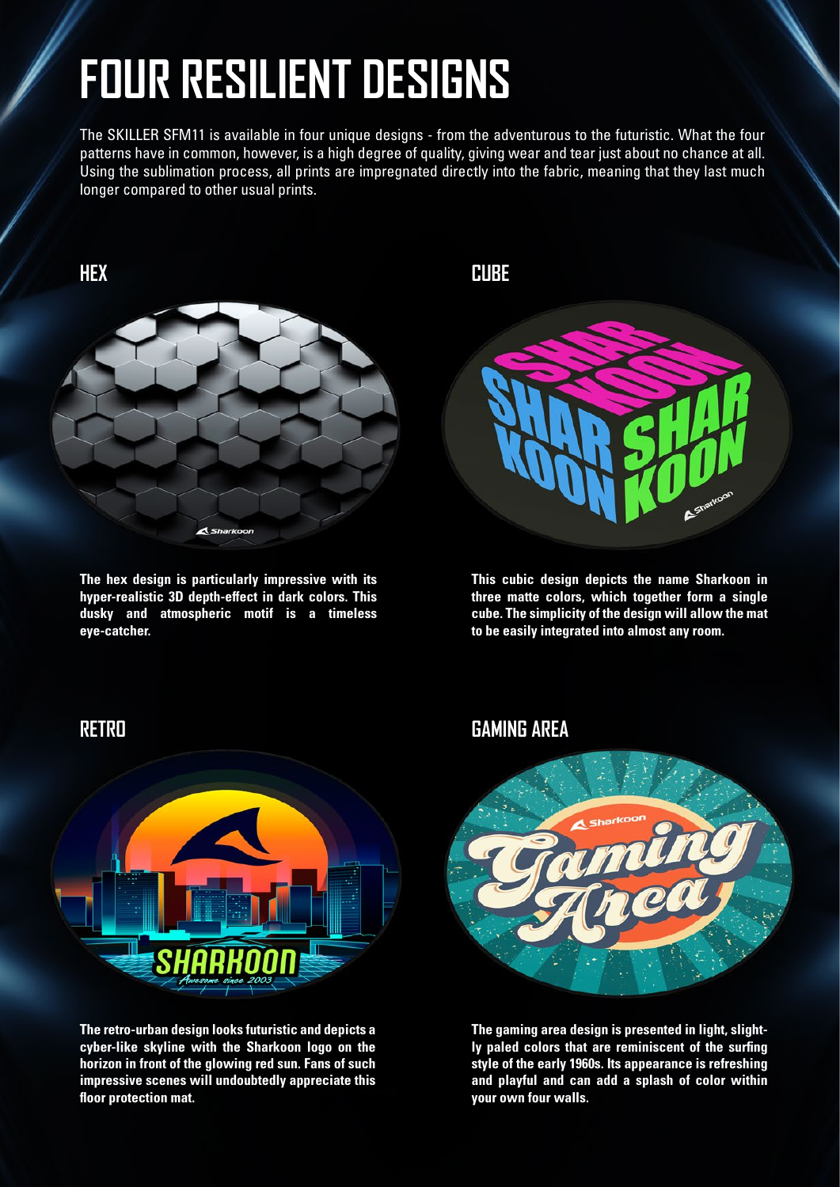# FOUR RESILIENT DESIGNS

The SKILLER SFM11 is available in four unique designs - from the adventurous to the futuristic. What the four patterns have in common, however, is a high degree of quality, giving wear and tear just about no chance at all. Using the sublimation process, all prints are impregnated directly into the fabric, meaning that they last much longer compared to other usual prints.

## HEX

**The hex design is particularly impressive with its hyper-realistic 3D depth-effect in dark colors. This dusky and atmospheric motif is a timeless eye-catcher.**

## CUBE

**This cubic design depicts the name Sharkoon in three matte colors, which together form a single cube. The simplicity of the design will allow the mat to be easily integrated into almost any room.**

## RETRO

**The retro-urban design looks futuristic and depicts a cyber-like skyline with the Sharkoon logo on the horizon in front of the glowing red sun. Fans of such impressive scenes will undoubtedly appreciate this floor protection mat.**

## GAMING AREA

**The gaming area design is presented in light, slightly paled colors that are reminiscent of the surfing style of the early 1960s. Its appearance is refreshing and playful and can add a splash of color within your own four walls.**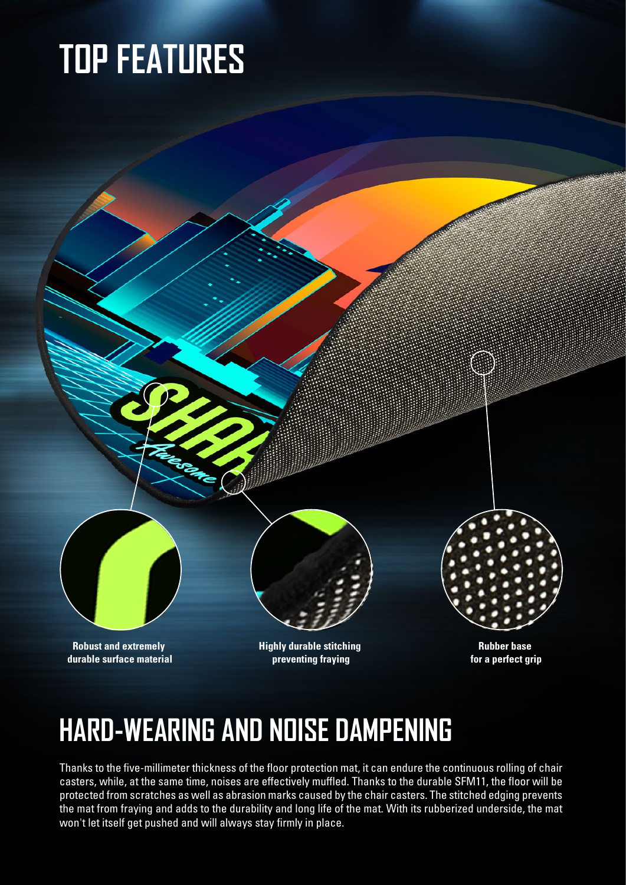# TOP FEATURES

**Robust and extremely durable surface material**

**Highly durable stitching preventing fraying**

**Rubber base for a perfect grip**

# HARD-WEARING AND NOISE DAMPENING

Thanks to the five-millimeter thickness of the floor protection mat, it can endure the continuous rolling of chair casters, while, at the same time, noises are effectively muffled. Thanks to the durable SFM11, the floor will be protected from scratches as well as abrasion marks caused by the chair casters. The stitched edging prevents the mat from fraying and adds to the durability and long life of the mat. With its rubberized underside, the mat won't let itself get pushed and will always stay firmly in place.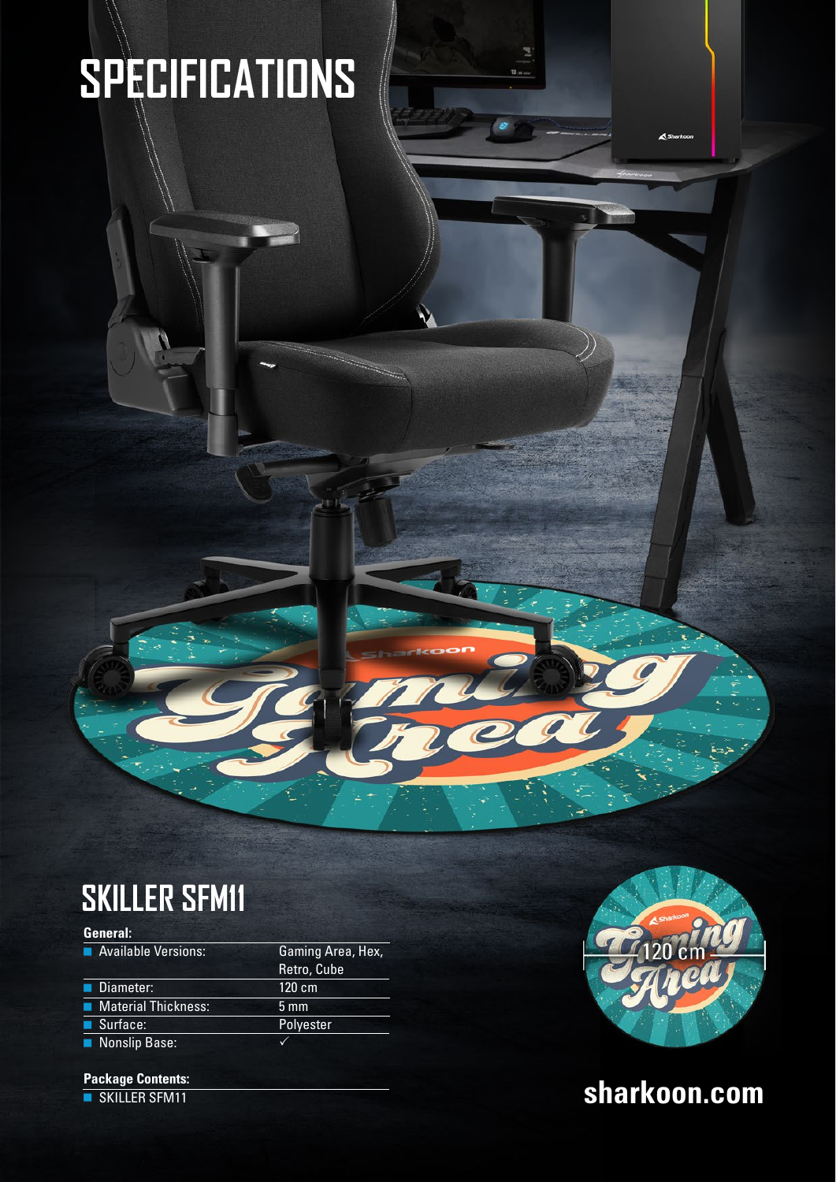# SPECIFICATIONS

## SKILLER SFM11

**General:**

| | |
|---|---|
| Available Versions: | Gaming Area, Hex, Retro, Cube |
| Diameter: | 120 cm |
| Material Thickness: | 5 mm |
| Surface: | Polyester |
| Nonslip Base: | ✓ |

**Package Contents:**

- SKILLER SFM11

120 cm

**sharkoon.com**